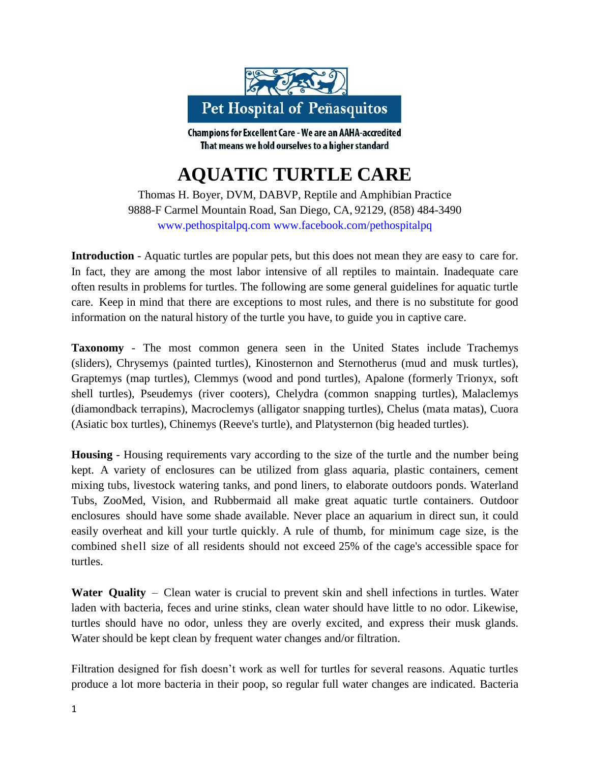Pet Hospital of Peñasquitos

Champions for Excellent Care - We are an AAHA-accredited
That means we hold ourselves to a higher standard

# AQUATIC TURTLE CARE

Thomas H. Boyer, DVM, DABVP, Reptile and Amphibian Practice
9888-F Carmel Mountain Road, San Diego, CA, 92129, (858) 484-3490
www.pethospitalpq.com www.facebook.com/pethospitalpq

**Introduction** - Aquatic turtles are popular pets, but this does not mean they are easy to care for. In fact, they are among the most labor intensive of all reptiles to maintain. Inadequate care often results in problems for turtles. The following are some general guidelines for aquatic turtle care. Keep in mind that there are exceptions to most rules, and there is no substitute for good information on the natural history of the turtle you have, to guide you in captive care.

**Taxonomy** - The most common genera seen in the United States include Trachemys (sliders), Chrysemys (painted turtles), Kinosternon and Sternotherus (mud and musk turtles), Graptemys (map turtles), Clemmys (wood and pond turtles), Apalone (formerly Trionyx, soft shell turtles), Pseudemys (river cooters), Chelydra (common snapping turtles), Malaclemys (diamondback terrapins), Macroclemys (alligator snapping turtles), Chelus (mata matas), Cuora (Asiatic box turtles), Chinemys (Reeve's turtle), and Platysternon (big headed turtles).

**Housing** - Housing requirements vary according to the size of the turtle and the number being kept. A variety of enclosures can be utilized from glass aquaria, plastic containers, cement mixing tubs, livestock watering tanks, and pond liners, to elaborate outdoors ponds. Waterland Tubs, ZooMed, Vision, and Rubbermaid all make great aquatic turtle containers. Outdoor enclosures should have some shade available. Never place an aquarium in direct sun, it could easily overheat and kill your turtle quickly. A rule of thumb, for minimum cage size, is the combined shell size of all residents should not exceed 25% of the cage's accessible space for turtles.

**Water Quality** – Clean water is crucial to prevent skin and shell infections in turtles. Water laden with bacteria, feces and urine stinks, clean water should have little to no odor. Likewise, turtles should have no odor, unless they are overly excited, and express their musk glands. Water should be kept clean by frequent water changes and/or filtration.

Filtration designed for fish doesn't work as well for turtles for several reasons. Aquatic turtles produce a lot more bacteria in their poop, so regular full water changes are indicated. Bacteria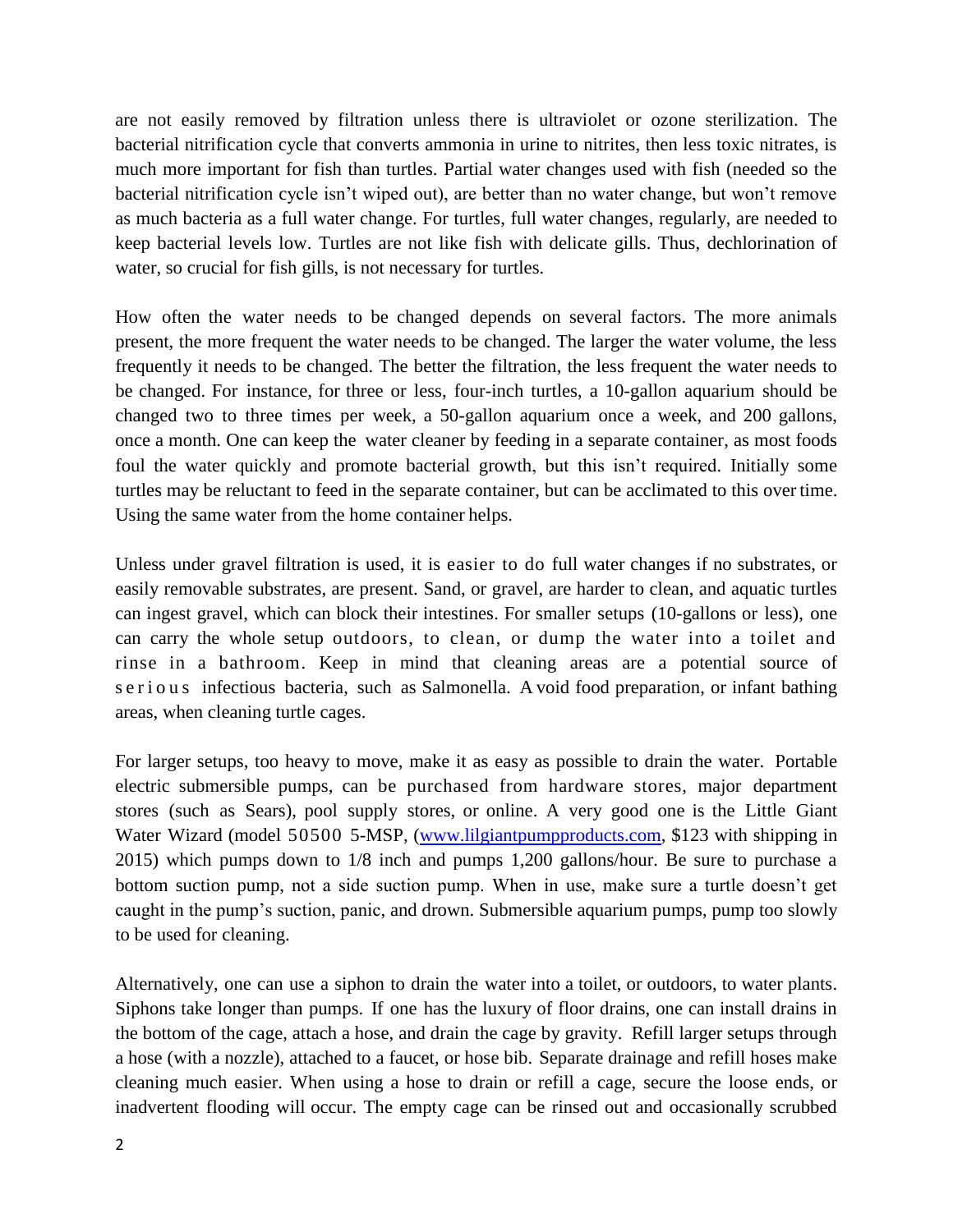are not easily removed by filtration unless there is ultraviolet or ozone sterilization. The bacterial nitrification cycle that converts ammonia in urine to nitrites, then less toxic nitrates, is much more important for fish than turtles. Partial water changes used with fish (needed so the bacterial nitrification cycle isn't wiped out), are better than no water change, but won't remove as much bacteria as a full water change. For turtles, full water changes, regularly, are needed to keep bacterial levels low. Turtles are not like fish with delicate gills. Thus, dechlorination of water, so crucial for fish gills, is not necessary for turtles.

How often the water needs to be changed depends on several factors. The more animals present, the more frequent the water needs to be changed. The larger the water volume, the less frequently it needs to be changed. The better the filtration, the less frequent the water needs to be changed. For instance, for three or less, four-inch turtles, a 10-gallon aquarium should be changed two to three times per week, a 50-gallon aquarium once a week, and 200 gallons, once a month. One can keep the water cleaner by feeding in a separate container, as most foods foul the water quickly and promote bacterial growth, but this isn't required. Initially some turtles may be reluctant to feed in the separate container, but can be acclimated to this over time. Using the same water from the home container helps.

Unless under gravel filtration is used, it is easier to do full water changes if no substrates, or easily removable substrates, are present. Sand, or gravel, are harder to clean, and aquatic turtles can ingest gravel, which can block their intestines. For smaller setups (10-gallons or less), one can carry the whole setup outdoors, to clean, or dump the water into a toilet and rinse in a bathroom. Keep in mind that cleaning areas are a potential source of serious infectious bacteria, such as Salmonella. Avoid food preparation, or infant bathing areas, when cleaning turtle cages.

For larger setups, too heavy to move, make it as easy as possible to drain the water. Portable electric submersible pumps, can be purchased from hardware stores, major department stores (such as Sears), pool supply stores, or online. A very good one is the Little Giant Water Wizard (model 50500 5-MSP, (www.lilgiantpumpproducts.com, $123 with shipping in 2015) which pumps down to 1/8 inch and pumps 1,200 gallons/hour. Be sure to purchase a bottom suction pump, not a side suction pump. When in use, make sure a turtle doesn't get caught in the pump's suction, panic, and drown. Submersible aquarium pumps, pump too slowly to be used for cleaning.

Alternatively, one can use a siphon to drain the water into a toilet, or outdoors, to water plants. Siphons take longer than pumps. If one has the luxury of floor drains, one can install drains in the bottom of the cage, attach a hose, and drain the cage by gravity. Refill larger setups through a hose (with a nozzle), attached to a faucet, or hose bib. Separate drainage and refill hoses make cleaning much easier. When using a hose to drain or refill a cage, secure the loose ends, or inadvertent flooding will occur. The empty cage can be rinsed out and occasionally scrubbed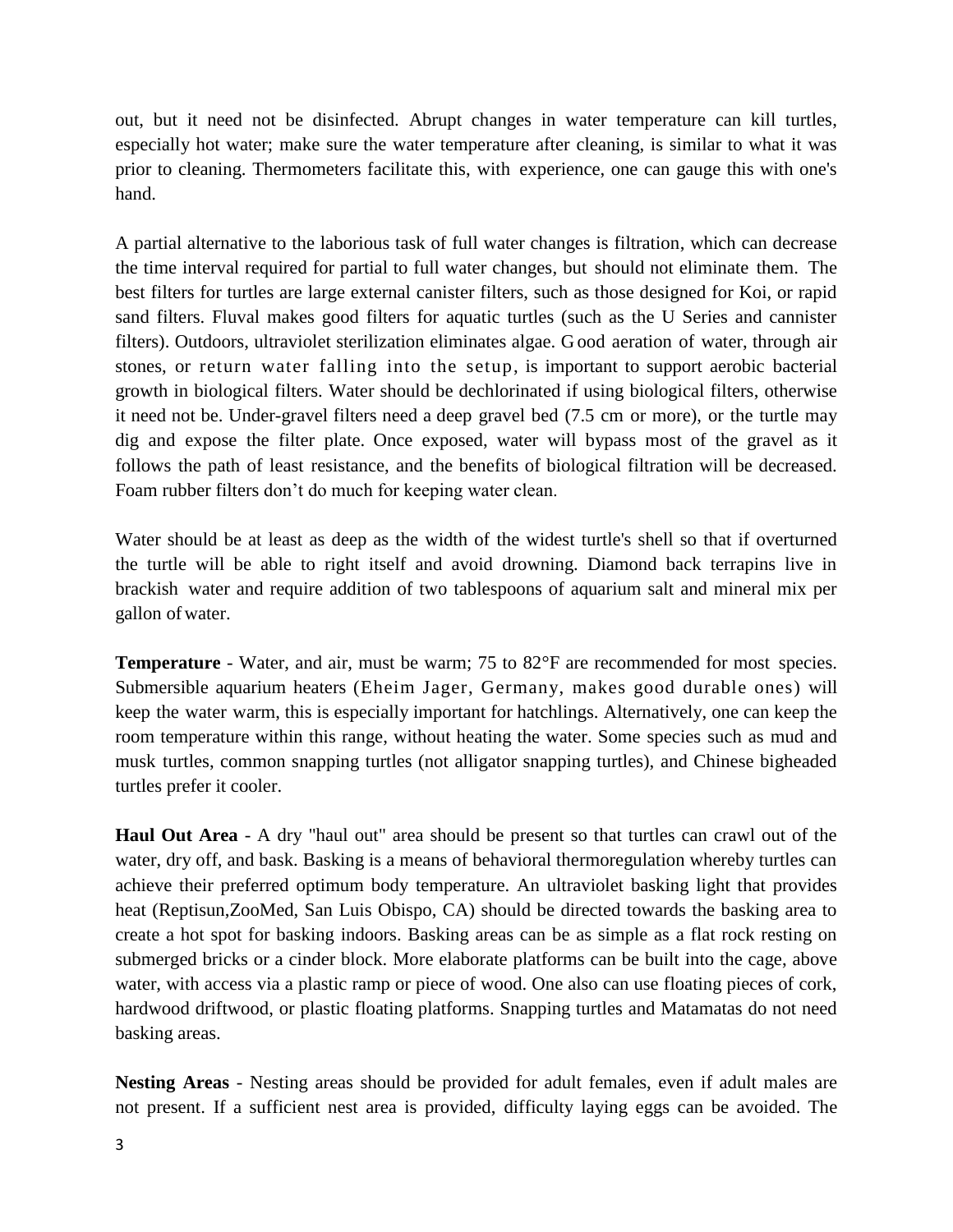out, but it need not be disinfected. Abrupt changes in water temperature can kill turtles, especially hot water; make sure the water temperature after cleaning, is similar to what it was prior to cleaning. Thermometers facilitate this, with experience, one can gauge this with one's hand.

A partial alternative to the laborious task of full water changes is filtration, which can decrease the time interval required for partial to full water changes, but should not eliminate them. The best filters for turtles are large external canister filters, such as those designed for Koi, or rapid sand filters. Fluval makes good filters for aquatic turtles (such as the U Series and cannister filters). Outdoors, ultraviolet sterilization eliminates algae. Good aeration of water, through air stones, or return water falling into the setup, is important to support aerobic bacterial growth in biological filters. Water should be dechlorinated if using biological filters, otherwise it need not be. Under-gravel filters need a deep gravel bed (7.5 cm or more), or the turtle may dig and expose the filter plate. Once exposed, water will bypass most of the gravel as it follows the path of least resistance, and the benefits of biological filtration will be decreased. Foam rubber filters don't do much for keeping water clean.

Water should be at least as deep as the width of the widest turtle's shell so that if overturned the turtle will be able to right itself and avoid drowning. Diamond back terrapins live in brackish water and require addition of two tablespoons of aquarium salt and mineral mix per gallon of water.

**Temperature** - Water, and air, must be warm; 75 to 82°F are recommended for most species. Submersible aquarium heaters (Eheim Jager, Germany, makes good durable ones) will keep the water warm, this is especially important for hatchlings. Alternatively, one can keep the room temperature within this range, without heating the water. Some species such as mud and musk turtles, common snapping turtles (not alligator snapping turtles), and Chinese bigheaded turtles prefer it cooler.

**Haul Out Area** - A dry "haul out" area should be present so that turtles can crawl out of the water, dry off, and bask. Basking is a means of behavioral thermoregulation whereby turtles can achieve their preferred optimum body temperature. An ultraviolet basking light that provides heat (Reptisun,ZooMed, San Luis Obispo, CA) should be directed towards the basking area to create a hot spot for basking indoors. Basking areas can be as simple as a flat rock resting on submerged bricks or a cinder block. More elaborate platforms can be built into the cage, above water, with access via a plastic ramp or piece of wood. One also can use floating pieces of cork, hardwood driftwood, or plastic floating platforms. Snapping turtles and Matamatas do not need basking areas.

**Nesting Areas** - Nesting areas should be provided for adult females, even if adult males are not present. If a sufficient nest area is provided, difficulty laying eggs can be avoided. The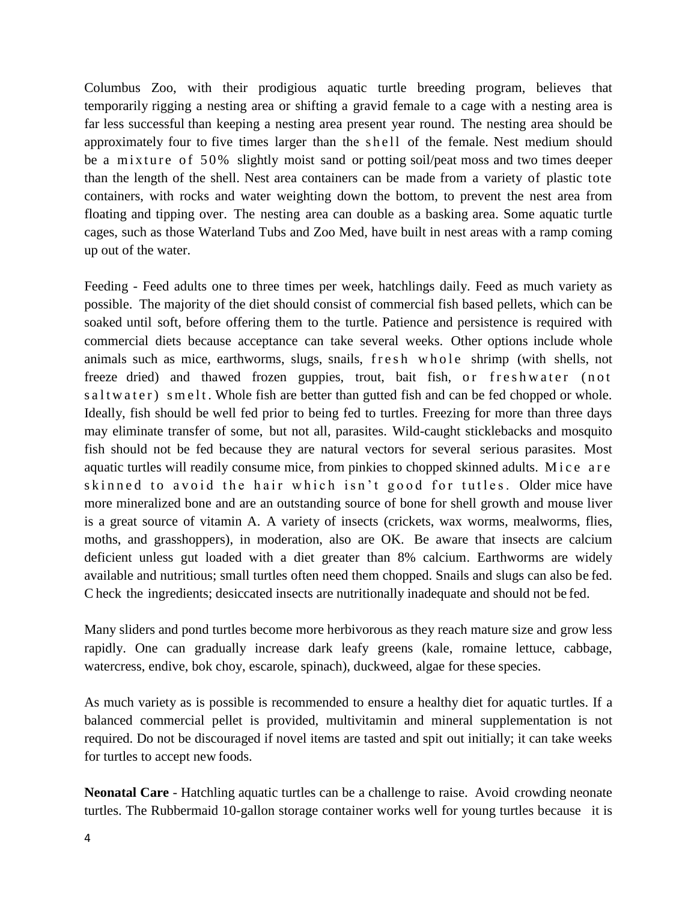Columbus Zoo, with their prodigious aquatic turtle breeding program, believes that temporarily rigging a nesting area or shifting a gravid female to a cage with a nesting area is far less successful than keeping a nesting area present year round. The nesting area should be approximately four to five times larger than the shell of the female. Nest medium should be a mixture of 50% slightly moist sand or potting soil/peat moss and two times deeper than the length of the shell. Nest area containers can be made from a variety of plastic tote containers, with rocks and water weighting down the bottom, to prevent the nest area from floating and tipping over. The nesting area can double as a basking area. Some aquatic turtle cages, such as those Waterland Tubs and Zoo Med, have built in nest areas with a ramp coming up out of the water.

Feeding - Feed adults one to three times per week, hatchlings daily. Feed as much variety as possible. The majority of the diet should consist of commercial fish based pellets, which can be soaked until soft, before offering them to the turtle. Patience and persistence is required with commercial diets because acceptance can take several weeks. Other options include whole animals such as mice, earthworms, slugs, snails, fresh whole shrimp (with shells, not freeze dried) and thawed frozen guppies, trout, bait fish, or freshwater (not saltwater) smelt. Whole fish are better than gutted fish and can be fed chopped or whole. Ideally, fish should be well fed prior to being fed to turtles. Freezing for more than three days may eliminate transfer of some, but not all, parasites. Wild-caught sticklebacks and mosquito fish should not be fed because they are natural vectors for several serious parasites. Most aquatic turtles will readily consume mice, from pinkies to chopped skinned adults. Mice are skinned to avoid the hair which isn't good for tutles. Older mice have more mineralized bone and are an outstanding source of bone for shell growth and mouse liver is a great source of vitamin A. A variety of insects (crickets, wax worms, mealworms, flies, moths, and grasshoppers), in moderation, also are OK. Be aware that insects are calcium deficient unless gut loaded with a diet greater than 8% calcium. Earthworms are widely available and nutritious; small turtles often need them chopped. Snails and slugs can also be fed. Check the ingredients; desiccated insects are nutritionally inadequate and should not be fed.

Many sliders and pond turtles become more herbivorous as they reach mature size and grow less rapidly. One can gradually increase dark leafy greens (kale, romaine lettuce, cabbage, watercress, endive, bok choy, escarole, spinach), duckweed, algae for these species.

As much variety as is possible is recommended to ensure a healthy diet for aquatic turtles. If a balanced commercial pellet is provided, multivitamin and mineral supplementation is not required. Do not be discouraged if novel items are tasted and spit out initially; it can take weeks for turtles to accept new foods.

**Neonatal Care** - Hatchling aquatic turtles can be a challenge to raise. Avoid crowding neonate turtles. The Rubbermaid 10-gallon storage container works well for young turtles because it is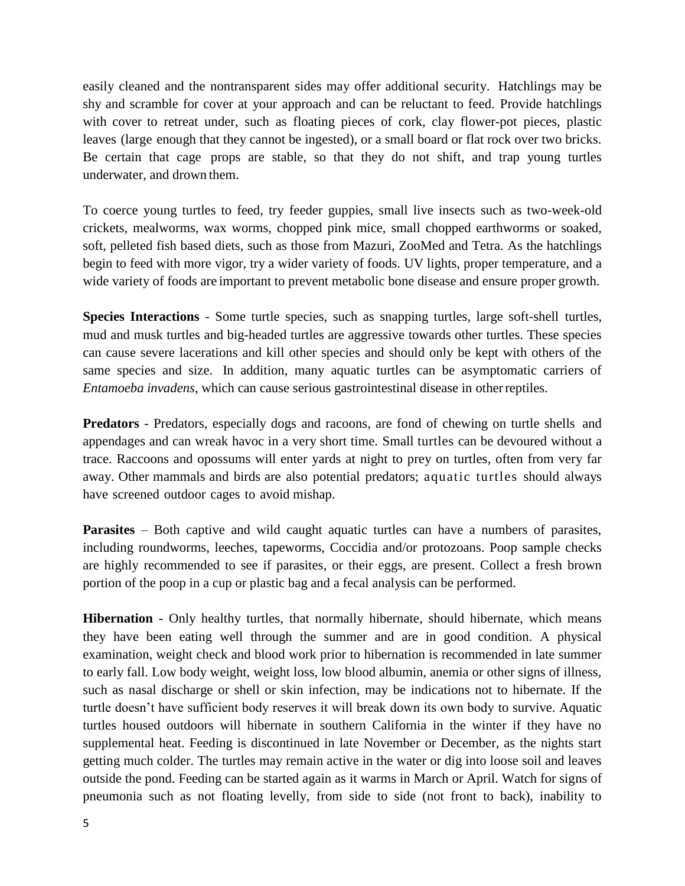easily cleaned and the nontransparent sides may offer additional security. Hatchlings may be shy and scramble for cover at your approach and can be reluctant to feed. Provide hatchlings with cover to retreat under, such as floating pieces of cork, clay flower-pot pieces, plastic leaves (large enough that they cannot be ingested), or a small board or flat rock over two bricks. Be certain that cage props are stable, so that they do not shift, and trap young turtles underwater, and drown them.

To coerce young turtles to feed, try feeder guppies, small live insects such as two-week-old crickets, mealworms, wax worms, chopped pink mice, small chopped earthworms or soaked, soft, pelleted fish based diets, such as those from Mazuri, ZooMed and Tetra. As the hatchlings begin to feed with more vigor, try a wider variety of foods. UV lights, proper temperature, and a wide variety of foods are important to prevent metabolic bone disease and ensure proper growth.

**Species Interactions** - Some turtle species, such as snapping turtles, large soft-shell turtles, mud and musk turtles and big-headed turtles are aggressive towards other turtles. These species can cause severe lacerations and kill other species and should only be kept with others of the same species and size. In addition, many aquatic turtles can be asymptomatic carriers of *Entamoeba invadens*, which can cause serious gastrointestinal disease in other reptiles.

**Predators** - Predators, especially dogs and racoons, are fond of chewing on turtle shells and appendages and can wreak havoc in a very short time. Small turtles can be devoured without a trace. Raccoons and opossums will enter yards at night to prey on turtles, often from very far away. Other mammals and birds are also potential predators; aquatic turtles should always have screened outdoor cages to avoid mishap.

**Parasites** – Both captive and wild caught aquatic turtles can have a numbers of parasites, including roundworms, leeches, tapeworms, Coccidia and/or protozoans. Poop sample checks are highly recommended to see if parasites, or their eggs, are present. Collect a fresh brown portion of the poop in a cup or plastic bag and a fecal analysis can be performed.

**Hibernation** - Only healthy turtles, that normally hibernate, should hibernate, which means they have been eating well through the summer and are in good condition. A physical examination, weight check and blood work prior to hibernation is recommended in late summer to early fall. Low body weight, weight loss, low blood albumin, anemia or other signs of illness, such as nasal discharge or shell or skin infection, may be indications not to hibernate. If the turtle doesn't have sufficient body reserves it will break down its own body to survive. Aquatic turtles housed outdoors will hibernate in southern California in the winter if they have no supplemental heat. Feeding is discontinued in late November or December, as the nights start getting much colder. The turtles may remain active in the water or dig into loose soil and leaves outside the pond. Feeding can be started again as it warms in March or April. Watch for signs of pneumonia such as not floating levelly, from side to side (not front to back), inability to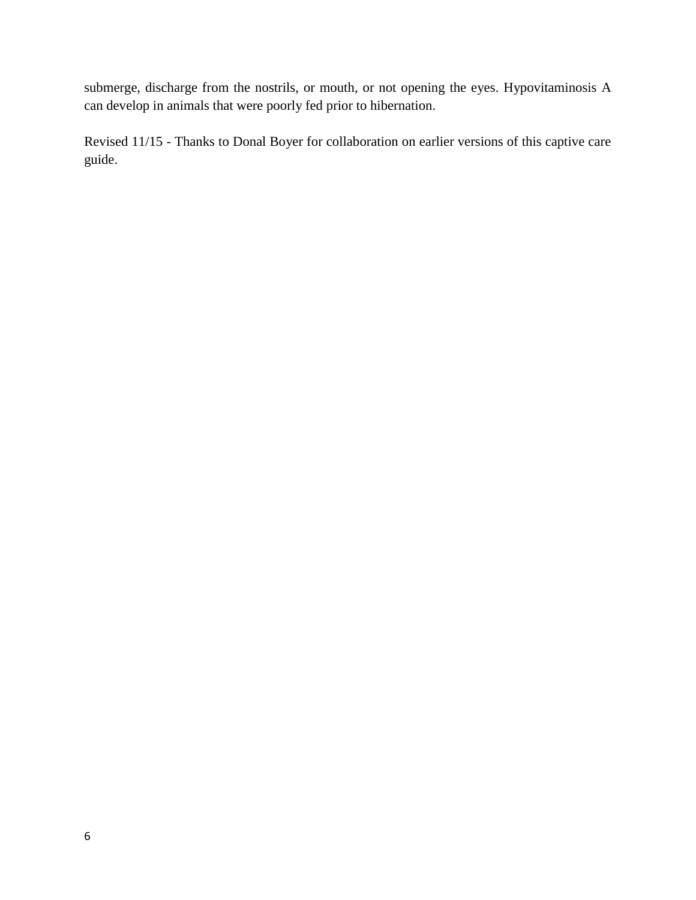submerge, discharge from the nostrils, or mouth, or not opening the eyes. Hypovitaminosis A can develop in animals that were poorly fed prior to hibernation.

Revised 11/15 - Thanks to Donal Boyer for collaboration on earlier versions of this captive care guide.